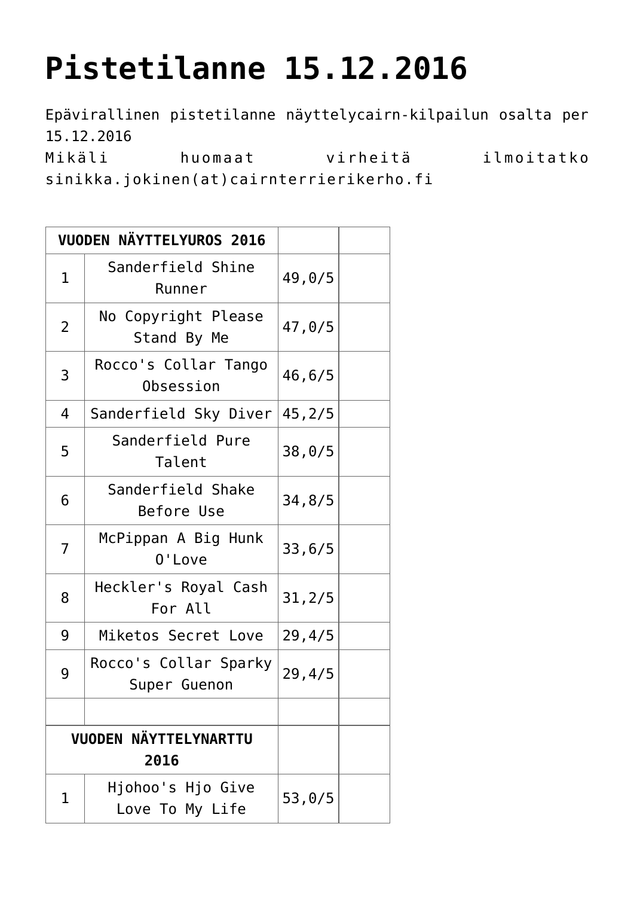# Pistetilanne 15.12.2016

Epävirallinen pistetilanne näyttelycairn-kilpailun osalta per 15.12.2016
Mikäli huomaat virheitä ilmoitatko sinikka.jokinen(at)cairnterrierikerho.fi

| VUODEN NÄYTTELYUROS 2016 | | | |
|---|---|---|---|
| 1 | Sanderfield Shine Runner | 49,0/5 | |
| 2 | No Copyright Please Stand By Me | 47,0/5 | |
| 3 | Rocco's Collar Tango Obsession | 46,6/5 | |
| 4 | Sanderfield Sky Diver | 45,2/5 | |
| 5 | Sanderfield Pure Talent | 38,0/5 | |
| 6 | Sanderfield Shake Before Use | 34,8/5 | |
| 7 | McPippan A Big Hunk O'Love | 33,6/5 | |
| 8 | Heckler's Royal Cash For All | 31,2/5 | |
| 9 | Miketos Secret Love | 29,4/5 | |
| 9 | Rocco's Collar Sparky Super Guenon | 29,4/5 | |
| | | | |
| **VUODEN NÄYTTELYNARTTU 2016** | | | |
| 1 | Hjohoo's Hjo Give Love To My Life | 53,0/5 | |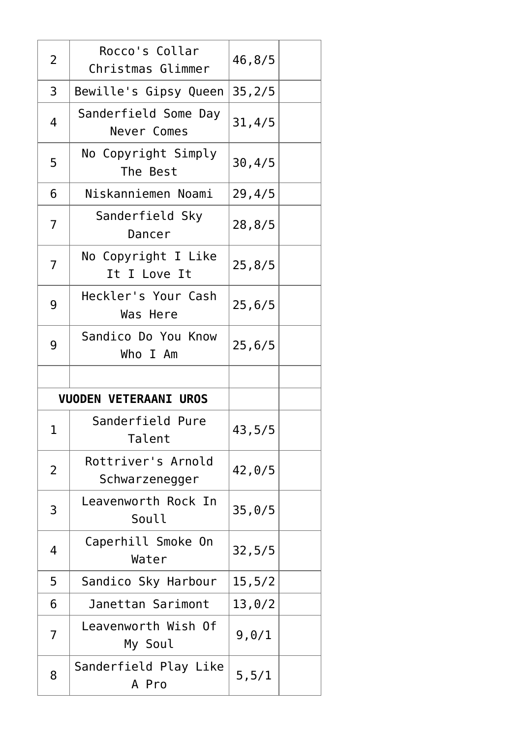| | | | |
|---|---|---|---|
| 2 | Rocco's Collar Christmas Glimmer | 46,8/5 | |
| 3 | Bewille's Gipsy Queen | 35,2/5 | |
| 4 | Sanderfield Some Day Never Comes | 31,4/5 | |
| 5 | No Copyright Simply The Best | 30,4/5 | |
| 6 | Niskanniemen Noami | 29,4/5 | |
| 7 | Sanderfield Sky Dancer | 28,8/5 | |
| 7 | No Copyright I Like It I Love It | 25,8/5 | |
| 9 | Heckler's Your Cash Was Here | 25,6/5 | |
| 9 | Sandico Do You Know Who I Am | 25,6/5 | |
| | | | |
| **VUODEN VETERAANI UROS** | | | |
| 1 | Sanderfield Pure Talent | 43,5/5 | |
| 2 | Rottriver's Arnold Schwarzenegger | 42,0/5 | |
| 3 | Leavenworth Rock In Soull | 35,0/5 | |
| 4 | Caperhill Smoke On Water | 32,5/5 | |
| 5 | Sandico Sky Harbour | 15,5/2 | |
| 6 | Janettan Sarimont | 13,0/2 | |
| 7 | Leavenworth Wish Of My Soul | 9,0/1 | |
| 8 | Sanderfield Play Like A Pro | 5,5/1 | |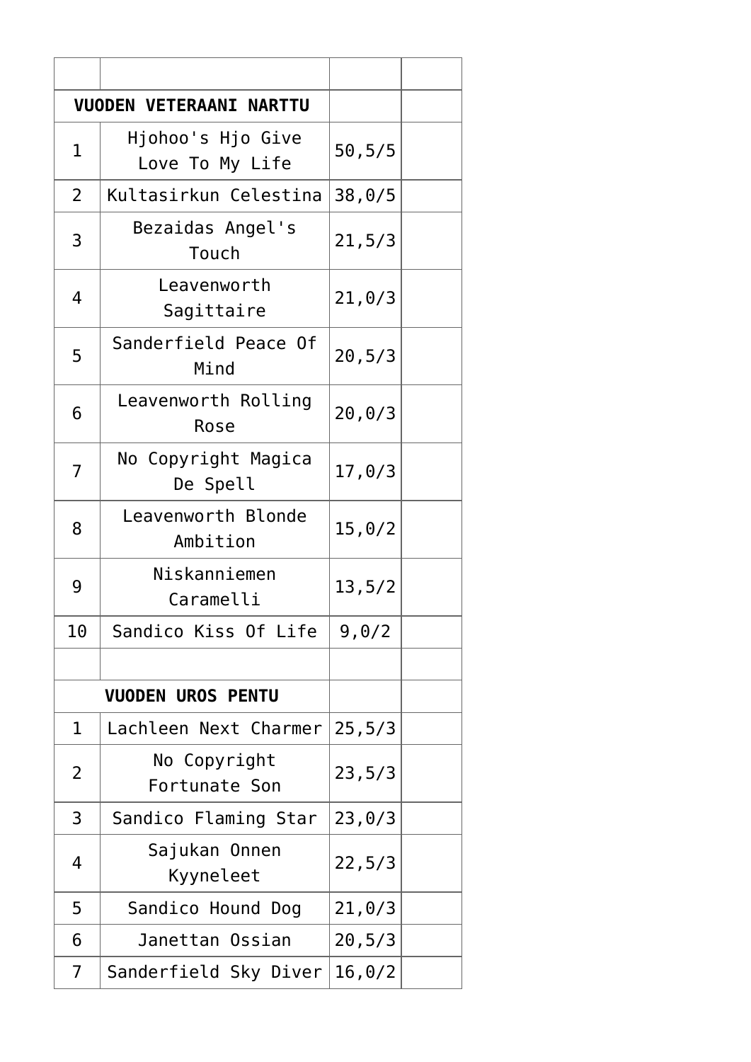| | | | |
|---|---|---|---|
| **VUODEN VETERAANI NARTTU** | | | |
| 1 | Hjohoo's Hjo Give Love To My Life | 50,5/5 | |
| 2 | Kultasirkun Celestina | 38,0/5 | |
| 3 | Bezaidas Angel's Touch | 21,5/3 | |
| 4 | Leavenworth Sagittaire | 21,0/3 | |
| 5 | Sanderfield Peace Of Mind | 20,5/3 | |
| 6 | Leavenworth Rolling Rose | 20,0/3 | |
| 7 | No Copyright Magica De Spell | 17,0/3 | |
| 8 | Leavenworth Blonde Ambition | 15,0/2 | |
| 9 | Niskanniemen Caramelli | 13,5/2 | |
| 10 | Sandico Kiss Of Life | 9,0/2 | |
| | | | |
| **VUODEN UROS PENTU** | | | |
| 1 | Lachleen Next Charmer | 25,5/3 | |
| 2 | No Copyright Fortunate Son | 23,5/3 | |
| 3 | Sandico Flaming Star | 23,0/3 | |
| 4 | Sajukan Onnen Kyyneleet | 22,5/3 | |
| 5 | Sandico Hound Dog | 21,0/3 | |
| 6 | Janettan Ossian | 20,5/3 | |
| 7 | Sanderfield Sky Diver | 16,0/2 | |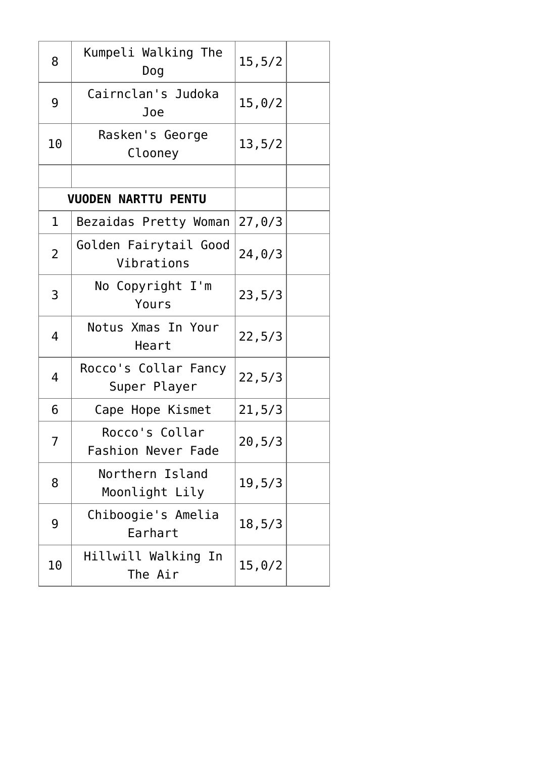| | | | |
|---|---|---|---|
| 8 | Kumpeli Walking The Dog | 15,5/2 | |
| 9 | Cairnclan's Judoka Joe | 15,0/2 | |
| 10 | Rasken's George Clooney | 13,5/2 | |
| | | | |
| **VUODEN NARTTU PENTU** | | | |
| 1 | Bezaidas Pretty Woman | 27,0/3 | |
| 2 | Golden Fairytail Good Vibrations | 24,0/3 | |
| 3 | No Copyright I'm Yours | 23,5/3 | |
| 4 | Notus Xmas In Your Heart | 22,5/3 | |
| 4 | Rocco's Collar Fancy Super Player | 22,5/3 | |
| 6 | Cape Hope Kismet | 21,5/3 | |
| 7 | Rocco's Collar Fashion Never Fade | 20,5/3 | |
| 8 | Northern Island Moonlight Lily | 19,5/3 | |
| 9 | Chiboogie's Amelia Earhart | 18,5/3 | |
| 10 | Hillwill Walking In The Air | 15,0/2 | |